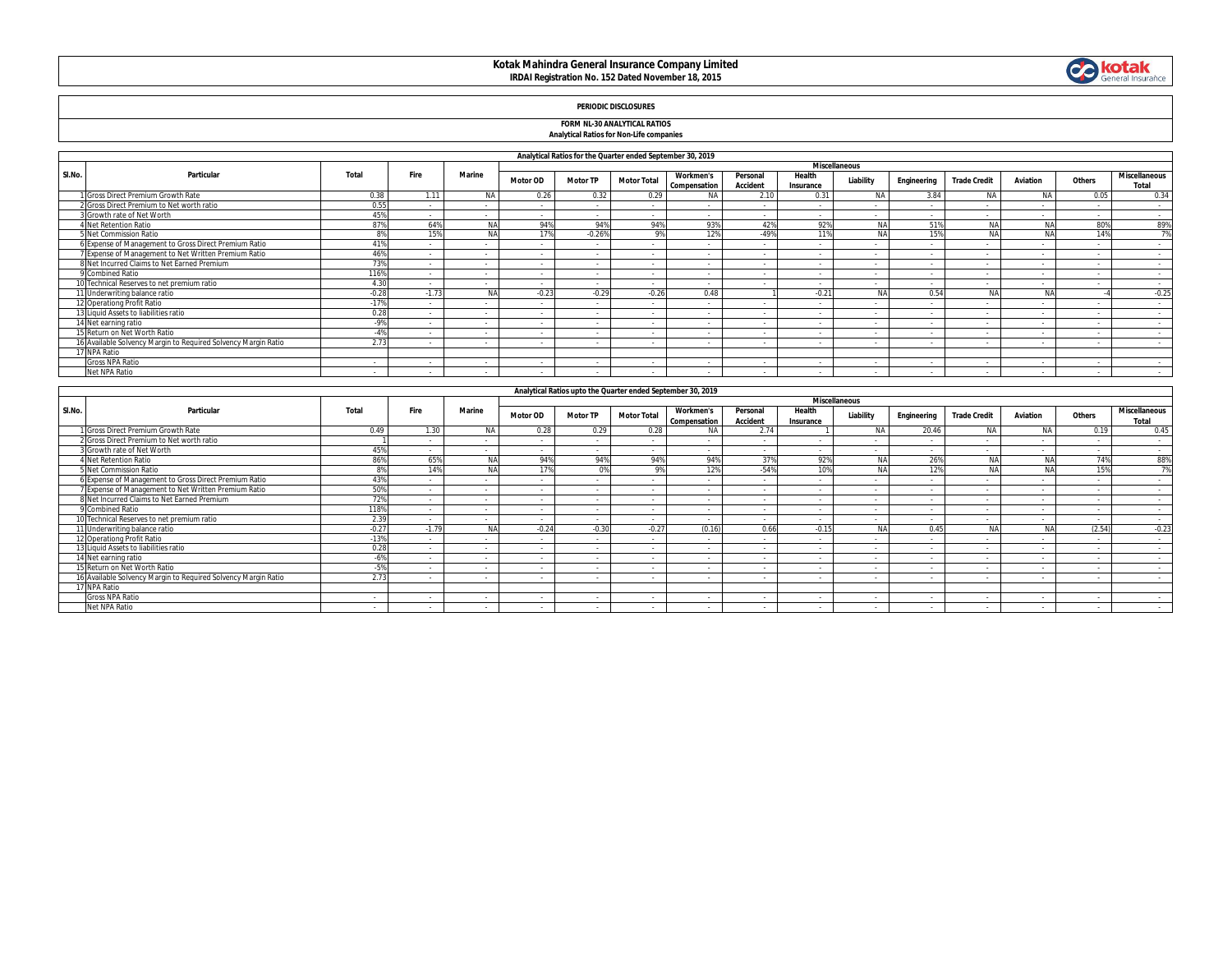# Kotak Mahindra General Insurance Company Limited

**IRDAI Registration No. 152 Dated November 18, 2015**

**PERIODIC DISCLOSURES**

**FORM NL-30 ANALYTICAL RATIOS**

**Analytical Ratios for Non-Life companies**

| Analytical Ratios for the Quarter ended September 30, 2019 | | | | | | | | | | | | | | | | | |
|---|---|---|---|---|---|---|---|---|---|---|---|---|---|---|---|---|---|
| Sl.No. | Particular | Total | Fire | Marine | Miscellaneous | | | | | | | | | | | | |
| | | | | | Motor OD | Motor TP | Motor Total | Workmen's Compensation | Personal Accident | Health Insurance | Liability | Engineering | Trade Credit | Aviation | Others | Miscellaneous Total |
| 1 | Gross Direct Premium Growth Rate | 0.38 | 1.11 | NA | 0.26 | 0.32 | 0.29 | NA | 2.10 | 0.31 | NA | 3.84 | NA | NA | 0.05 | 0.34 |
| 2 | Gross Direct Premium to Net worth ratio | 0.55 | - | - | - | - | - | - | - | - | - | - | - | - | - | - |
| 3 | Growth rate of Net Worth | 45% | - | - | - | - | - | - | - | - | - | - | - | - | - | - |
| 4 | Net Retention Ratio | 87% | 64% | NA | 94% | 94% | 94% | 93% | 42% | 92% | NA | 51% | NA | NA | 80% | 89% |
| 5 | Net Commission Ratio | 8% | 15% | NA | 17% | -0.26% | 9% | 12% | -49% | 11% | NA | 15% | NA | NA | 14% | 7% |
| 6 | Expense of Management to Gross Direct Premium Ratio | 41% | - | - | - | - | - | - | - | - | - | - | - | - | - | - |
| 7 | Expense of Management to Net Written Premium Ratio | 46% | - | - | - | - | - | - | - | - | - | - | - | - | - | - |
| 8 | Net Incurred Claims to Net Earned Premium | 73% | - | - | - | - | - | - | - | - | - | - | - | - | - | - |
| 9 | Combined Ratio | 116% | - | - | - | - | - | - | - | - | - | - | - | - | - | - |
| 10 | Technical Reserves to net premium ratio | 4.30 | - | - | - | - | - | - | - | - | - | - | - | - | - | - |
| 11 | Underwriting balance ratio | -0.28 | -1.73 | NA | -0.23 | -0.29 | -0.26 | 0.48 | 1 | -0.21 | NA | 0.54 | NA | NA | -4 | -0.25 |
| 12 | Operationg Profit Ratio | -17% | - | - | - | - | - | - | - | - | - | - | - | - | - | - |
| 13 | Liquid Assets to liabilities ratio | 0.28 | - | - | - | - | - | - | - | - | - | - | - | - | - | - |
| 14 | Net earning ratio | -9% | - | - | - | - | - | - | - | - | - | - | - | - | - | - |
| 15 | Return on Net Worth Ratio | -4% | - | - | - | - | - | - | - | - | - | - | - | - | - | - |
| 16 | Available Solvency Margin to Required Solvency Margin Ratio | 2.73 | - | - | - | - | - | - | - | - | - | - | - | - | - | - |
| 17 | NPA Ratio | | | | | | | | | | | | | | | |
| | Gross NPA Ratio | - | - | - | - | - | - | - | - | - | - | - | - | - | - | - |
| | Net NPA Ratio | - | - | - | - | - | - | - | - | - | - | - | - | - | - | - |

| Analytical Ratios upto the Quarter ended September 30, 2019 | | | | | | | | | | | | | | | | | |
|---|---|---|---|---|---|---|---|---|---|---|---|---|---|---|---|---|---|
| Sl.No. | Particular | Total | Fire | Marine | Miscellaneous | | | | | | | | | | | | |
| | | | | | Motor OD | Motor TP | Motor Total | Workmen's Compensation | Personal Accident | Health Insurance | Liability | Engineering | Trade Credit | Aviation | Others | Miscellaneous Total |
| 1 | Gross Direct Premium Growth Rate | 0.49 | 1.30 | NA | 0.28 | 0.29 | 0.28 | NA | 2.74 | 1 | NA | 20.46 | NA | NA | 0.19 | 0.45 |
| 2 | Gross Direct Premium to Net worth ratio | 1 | - | - | - | - | - | - | - | - | - | - | - | - | - | - |
| 3 | Growth rate of Net Worth | 45% | - | - | - | - | - | - | - | - | - | - | - | - | - | - |
| 4 | Net Retention Ratio | 86% | 65% | NA | 94% | 94% | 94% | 94% | 37% | 92% | NA | 26% | NA | NA | 74% | 88% |
| 5 | Net Commission Ratio | 8% | 14% | NA | 17% | 0% | 9% | 12% | -54% | 10% | NA | 12% | NA | NA | 15% | 7% |
| 6 | Expense of Management to Gross Direct Premium Ratio | 43% | - | - | - | - | - | - | - | - | - | - | - | - | - | - |
| 7 | Expense of Management to Net Written Premium Ratio | 50% | - | - | - | - | - | - | - | - | - | - | - | - | - | - |
| 8 | Net Incurred Claims to Net Earned Premium | 72% | - | - | - | - | - | - | - | - | - | - | - | - | - | - |
| 9 | Combined Ratio | 118% | - | - | - | - | - | - | - | - | - | - | - | - | - | - |
| 10 | Technical Reserves to net premium ratio | 2.39 | - | - | - | - | - | - | - | - | - | - | - | - | - | - |
| 11 | Underwriting balance ratio | -0.27 | -1.79 | NA | -0.24 | -0.30 | -0.27 | (0.16) | 0.66 | -0.15 | NA | 0.45 | NA | NA | (2.54) | -0.23 |
| 12 | Operationg Profit Ratio | -13% | - | - | - | - | - | - | - | - | - | - | - | - | - | - |
| 13 | Liquid Assets to liabilities ratio | 0.28 | - | - | - | - | - | - | - | - | - | - | - | - | - | - |
| 14 | Net earning ratio | -6% | - | - | - | - | - | - | - | - | - | - | - | - | - | - |
| 15 | Return on Net Worth Ratio | -5% | - | - | - | - | - | - | - | - | - | - | - | - | - | - |
| 16 | Available Solvency Margin to Required Solvency Margin Ratio | 2.73 | - | - | - | - | - | - | - | - | - | - | - | - | - | - |
| 17 | NPA Ratio | | | | | | | | | | | | | | | |
| | Gross NPA Ratio | - | - | - | - | - | - | - | - | - | - | - | - | - | - | - |
| | Net NPA Ratio | - | - | - | - | - | - | - | - | - | - | - | - | - | - | - |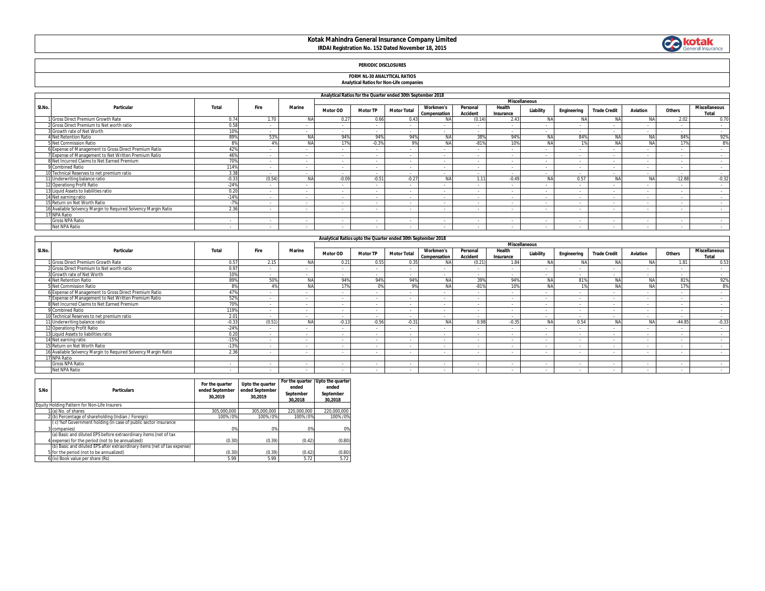# Kotak Mahindra General Insurance Company Limited

**IRDAI Registration No. 152 Dated November 18, 2015**

**PERIODIC DISCLOSURES**

**FORM NL-30 ANALYTICAL RATIOS**

**Analytical Ratios for Non-Life companies**

| Sl.No. | Particular | Total | Fire | Marine | Motor OD | Motor TP | Motor Total | Workmen's Compensation | Personal Accident | Health Insurance | Liability | Engineering | Trade Credit | Aviation | Others | Miscellaneous Total |
|---|---|---|---|---|---|---|---|---|---|---|---|---|---|---|---|---|
| | **Analytical Ratios for the Quarter ended 30th September 2018** | | | | | | | | | | | | | | | |
| | | | | | Miscellaneous | | | | | | | | | | | |
| 1 | Gross Direct Premium Growth Rate | 0.74 | 1.70 | NA | 0.27 | 0.66 | 0.43 | NA | (0.14) | 2.43 | NA | NA | NA | NA | 2.02 | 0.70 |
| 2 | Gross Direct Premium to Net worth ratio | 0.58 | - | - | - | - | - | - | - | - | - | - | - | - | - | - |
| 3 | Growth rate of Net Worth | 10% | - | - | - | - | - | - | - | - | - | - | - | - | - | - |
| 4 | Net Retention Ratio | 89% | 53% | NA | 94% | 94% | 94% | NA | 38% | 94% | NA | 84% | NA | NA | 84% | 92% |
| 5 | Net Commission Ratio | 8% | 4% | NA | 17% | -0.3% | 9% | NA | -81% | 10% | NA | 1% | NA | NA | 17% | 8% |
| 6 | Expense of Management to Gross Direct Premium Ratio | 42% | - | - | - | - | - | - | - | - | - | - | - | - | - | - |
| 7 | Expense of Management to Net Written Premium Ratio | 46% | - | - | - | - | - | - | - | - | - | - | - | - | - | - |
| 8 | Net Incurred Claims to Net Earned Premium | 70% | - | - | - | - | - | - | - | - | - | - | - | - | - | - |
| 9 | Combined Ratio | 114% | - | - | - | - | - | - | - | - | - | - | - | - | - | - |
| 10 | Technical Reserves to net premium ratio | 3.38 | - | - | - | - | - | - | - | - | - | - | - | - | - | - |
| 11 | Underwriting balance ratio | -0.33 | (0.54) | NA | -0.09 | -0.51 | -0.27 | NA | 1.11 | -0.49 | NA | 0.57 | NA | NA | -12.88 | -0.32 |
| 12 | Operationg Profit Ratio | -24% | - | - | - | - | - | - | - | - | - | - | - | - | - | - |
| 13 | Liquid Assets to liabilities ratio | 0.20 | - | - | - | - | - | - | - | - | - | - | - | - | - | - |
| 14 | Net earning ratio | -14% | - | - | - | - | - | - | - | - | - | - | - | - | - | - |
| 15 | Return on Net Worth Ratio | -7% | - | - | - | - | - | - | - | - | - | - | - | - | - | - |
| 16 | Available Solvency Margin to Required Solvency Margin Ratio | 2.36 | - | - | - | - | - | - | - | - | - | - | - | - | - | - |
| 17 | NPA Ratio | | | | | | | | | | | | | | | |
| | Gross NPA Ratio | - | - | - | - | - | - | - | - | - | - | - | - | - | - | - |
| | Net NPA Ratio | - | - | - | - | - | - | - | - | - | - | - | - | - | - | - |

| Sl.No. | Particular | Total | Fire | Marine | Motor OD | Motor TP | Motor Total | Workmen's Compensation | Personal Accident | Health Insurance | Liability | Engineering | Trade Credit | Aviation | Others | Miscellaneous Total |
|---|---|---|---|---|---|---|---|---|---|---|---|---|---|---|---|---|
| | **Analytical Ratios upto the Quarter ended 30th September 2018** | | | | | | | | | | | | | | | |
| | | | | | Miscellaneous | | | | | | | | | | | |
| 1 | Gross Direct Premium Growth Rate | 0.57 | 2.15 | NA | 0.21 | 0.55 | 0.35 | NA | (0.21) | 1.84 | NA | NA | NA | NA | 1.81 | 0.53 |
| 2 | Gross Direct Premium to Net worth ratio | 0.97 | - | - | - | - | - | - | - | - | - | - | - | - | - | - |
| 3 | Growth rate of Net Worth | 10% | - | - | - | - | - | - | - | - | - | - | - | - | - | - |
| 4 | Net Retention Ratio | 89% | 50% | NA | 94% | 94% | 94% | NA | 39% | 94% | NA | 81% | NA | NA | 81% | 92% |
| 5 | Net Commission Ratio | 8% | 4% | NA | 17% | 0% | 9% | NA | -81% | 10% | NA | 1% | NA | NA | 17% | 8% |
| 6 | Expense of Management to Gross Direct Premium Ratio | 47% | - | - | - | - | - | - | - | - | - | - | - | - | - | - |
| 7 | Expense of Management to Net Written Premium Ratio | 52% | - | - | - | - | - | - | - | - | - | - | - | - | - | - |
| 8 | Net Incurred Claims to Net Earned Premium | 70% | - | - | - | - | - | - | - | - | - | - | - | - | - | - |
| 9 | Combined Ratio | 119% | - | - | - | - | - | - | - | - | - | - | - | - | - | - |
| 10 | Technical Reserves to net premium ratio | 2.01 | - | - | - | - | - | - | - | - | - | - | - | - | - | - |
| 11 | Underwriting balance ratio | -0.33 | (0.51) | NA | -0.13 | -0.56 | -0.31 | NA | 0.98 | -0.35 | NA | 0.54 | NA | NA | -44.85 | -0.33 |
| 12 | Operationg Profit Ratio | -24% | - | - | - | - | - | - | - | - | - | - | - | - | - | - |
| 13 | Liquid Assets to liabilities ratio | 0.20 | - | - | - | - | - | - | - | - | - | - | - | - | - | - |
| 14 | Net earning ratio | -15% | - | - | - | - | - | - | - | - | - | - | - | - | - | - |
| 15 | Return on Net Worth Ratio | -13% | - | - | - | - | - | - | - | - | - | - | - | - | - | - |
| 16 | Available Solvency Margin to Required Solvency Margin Ratio | 2.36 | - | - | - | - | - | - | - | - | - | - | - | - | - | - |
| 17 | NPA Ratio | | | | | | | | | | | | | | | |
| | Gross NPA Ratio | - | - | - | - | - | - | - | - | - | - | - | - | - | - | - |
| | Net NPA Ratio | - | - | - | - | - | - | - | - | - | - | - | - | - | - | - |

| S.No | Particulars | For the quarter ended September 30,2019 | Upto the quarter ended September 30,2019 | For the quarter ended September 30,2018 | Upto the quarter ended September 30,2018 |
|---|---|---|---|---|---|
| | Equity Holding Pattern for Non-Life Insurers | | | | |
| 1 | (a) No. of shares | 305,000,000 | 305,000,000 | 220,000,000 | 220,000,000 |
| 2 | (b) Percentage of shareholding (Indian / Foreign) | 100% /0% | 100% /0% | 100% /0% | 100% /0% |
| 3 | ( c) %of Government holding (in case of public sector insurance companies) | 0% | 0% | 0% | 0% |
| 4 | (a) Basic and diluted EPS before extraordinary items (net of tax expense) for the period (not to be annualized) | (0.30) | (0.39) | (0.42) | (0.80) |
| 5 | (b) Basic and diluted EPS after extraordinary items (net of tax expense) for the period (not to be annualized) | (0.30) | (0.39) | (0.42) | (0.80) |
| 6 | (iv) Book value per share (Rs) | 5.99 | 5.99 | 5.72 | 5.72 |